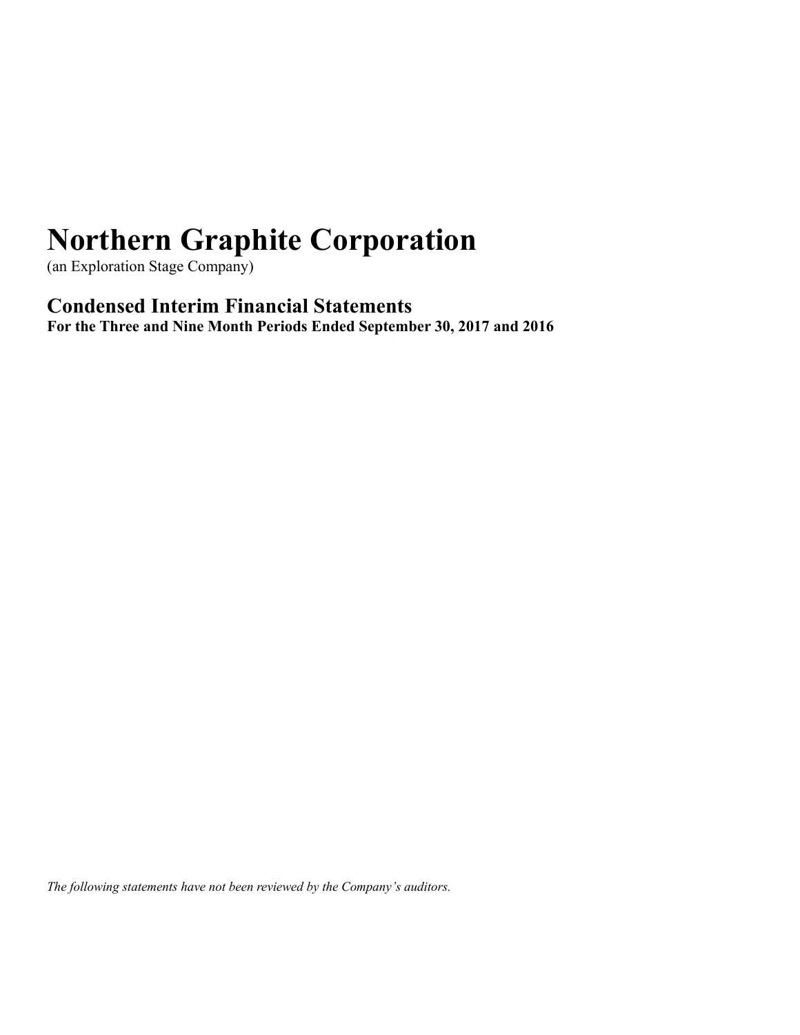# Northern Graphite Corporation

(an Exploration Stage Company)

## Condensed Interim Financial Statements

**For the Three and Nine Month Periods Ended September 30, 2017 and 2016**

*The following statements have not been reviewed by the Company's auditors.*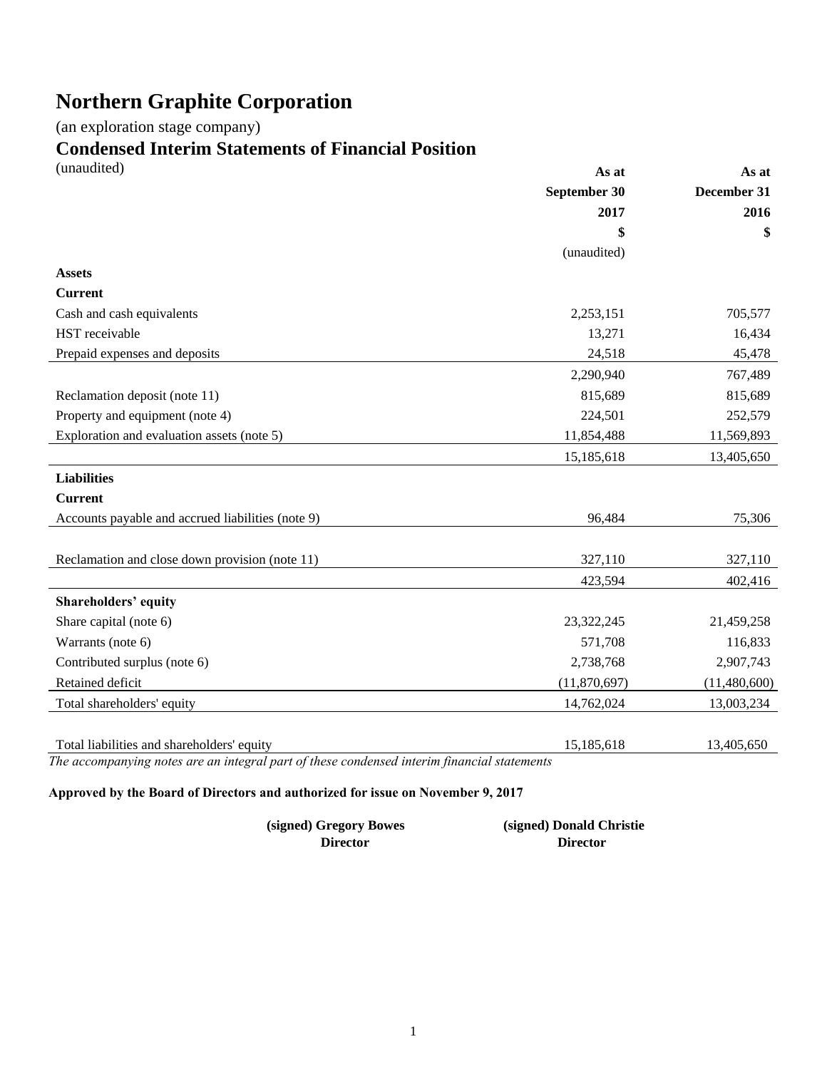# Northern Graphite Corporation

(an exploration stage company)

## Condensed Interim Statements of Financial Position

(unaudited)

| | As at September 30 2017 $ (unaudited) | As at December 31 2016 $ |
|---|---|---|
| **Assets** | | |
| **Current** | | |
| Cash and cash equivalents | 2,253,151 | 705,577 |
| HST receivable | 13,271 | 16,434 |
| Prepaid expenses and deposits | 24,518 | 45,478 |
| | 2,290,940 | 767,489 |
| Reclamation deposit (note 11) | 815,689 | 815,689 |
| Property and equipment (note 4) | 224,501 | 252,579 |
| Exploration and evaluation assets (note 5) | 11,854,488 | 11,569,893 |
| | 15,185,618 | 13,405,650 |
| **Liabilities** | | |
| **Current** | | |
| Accounts payable and accrued liabilities (note 9) | 96,484 | 75,306 |
| Reclamation and close down provision (note 11) | 327,110 | 327,110 |
| | 423,594 | 402,416 |
| **Shareholders' equity** | | |
| Share capital (note 6) | 23,322,245 | 21,459,258 |
| Warrants (note 6) | 571,708 | 116,833 |
| Contributed surplus (note 6) | 2,738,768 | 2,907,743 |
| Retained deficit | (11,870,697) | (11,480,600) |
| Total shareholders' equity | 14,762,024 | 13,003,234 |
| Total liabilities and shareholders' equity | 15,185,618 | 13,405,650 |

*The accompanying notes are an integral part of these condensed interim financial statements*

**Approved by the Board of Directors and authorized for issue on November 9, 2017**

**(signed) Gregory Bowes**
**Director**

**(signed) Donald Christie**
**Director**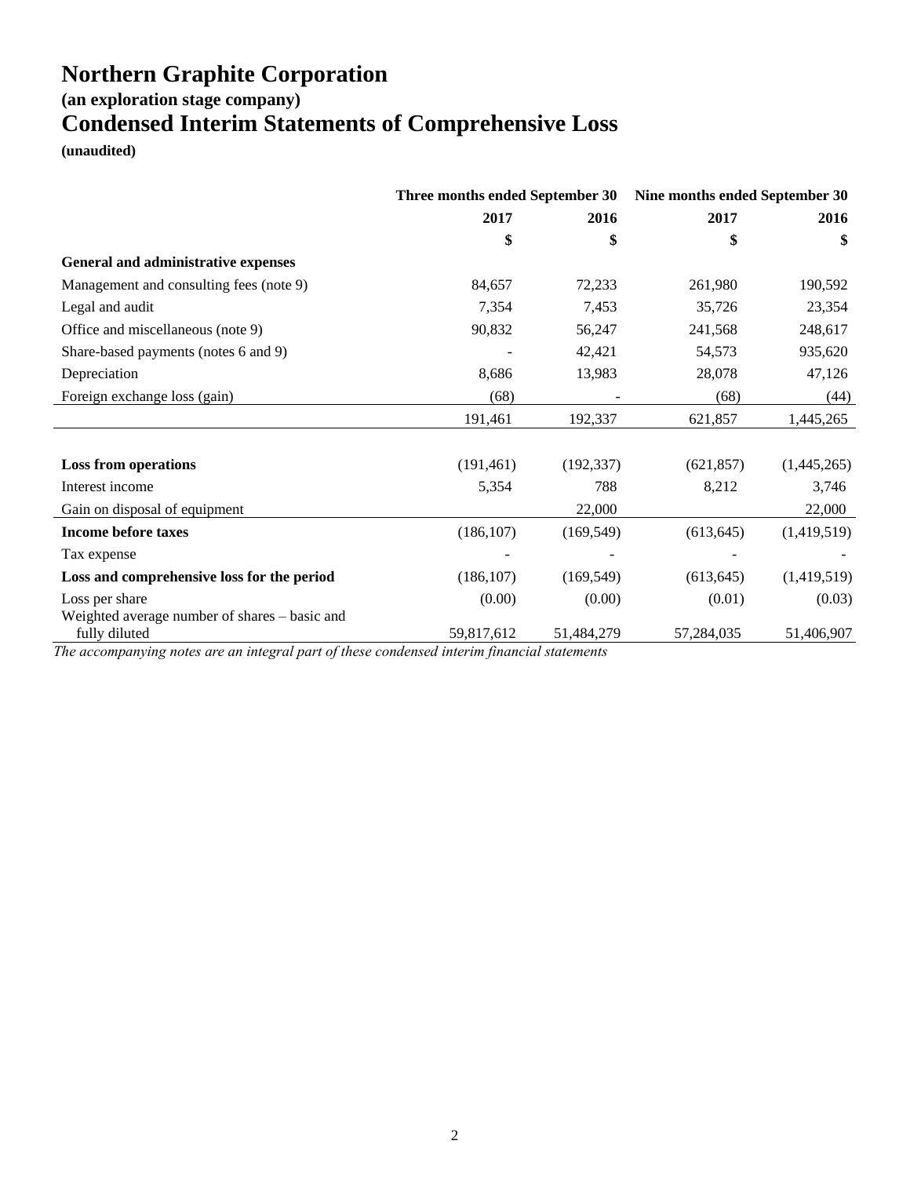# Northern Graphite Corporation

### (an exploration stage company)

## Condensed Interim Statements of Comprehensive Loss

**(unaudited)**

| | Three months ended September 30 | | Nine months ended September 30 | |
|---|---|---|---|---|
| | **2017** | **2016** | **2017** | **2016** |
| | **$** | **$** | **$** | **$** |
| **General and administrative expenses** | | | | |
| Management and consulting fees (note 9) | 84,657 | 72,233 | 261,980 | 190,592 |
| Legal and audit | 7,354 | 7,453 | 35,726 | 23,354 |
| Office and miscellaneous (note 9) | 90,832 | 56,247 | 241,568 | 248,617 |
| Share-based payments (notes 6 and 9) | - | 42,421 | 54,573 | 935,620 |
| Depreciation | 8,686 | 13,983 | 28,078 | 47,126 |
| Foreign exchange loss (gain) | (68) | - | (68) | (44) |
| | 191,461 | 192,337 | 621,857 | 1,445,265 |
| | | | | |
| **Loss from operations** | (191,461) | (192,337) | (621,857) | (1,445,265) |
| Interest income | 5,354 | 788 | 8,212 | 3,746 |
| Gain on disposal of equipment | | 22,000 | | 22,000 |
| **Income before taxes** | (186,107) | (169,549) | (613,645) | (1,419,519) |
| Tax expense | - | - | - | - |
| **Loss and comprehensive loss for the period** | (186,107) | (169,549) | (613,645) | (1,419,519) |
| Loss per share | (0.00) | (0.00) | (0.01) | (0.03) |
| Weighted average number of shares – basic and fully diluted | 59,817,612 | 51,484,279 | 57,284,035 | 51,406,907 |

*The accompanying notes are an integral part of these condensed interim financial statements*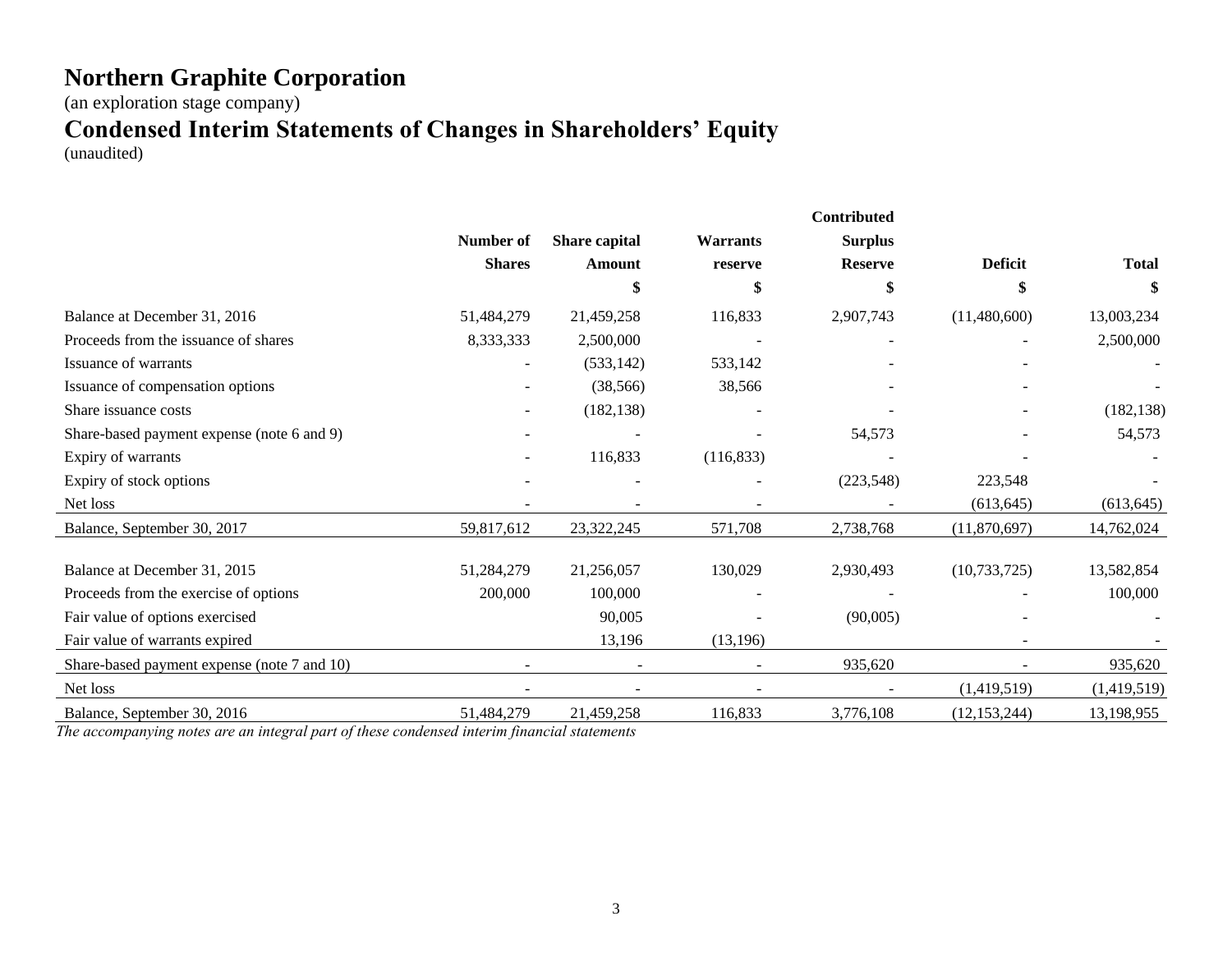# Northern Graphite Corporation

(an exploration stage company)

## Condensed Interim Statements of Changes in Shareholders' Equity

(unaudited)

| | Number of Shares | Share capital Amount | Warrants reserve | Contributed Surplus Reserve | Deficit | Total |
|---|---|---|---|---|---|---|
| | | $ | $ | $ | $ | $ |
| Balance at December 31, 2016 | 51,484,279 | 21,459,258 | 116,833 | 2,907,743 | (11,480,600) | 13,003,234 |
| Proceeds from the issuance of shares | 8,333,333 | 2,500,000 | - | - | - | 2,500,000 |
| Issuance of warrants | - | (533,142) | 533,142 | - | - | - |
| Issuance of compensation options | - | (38,566) | 38,566 | - | - | - |
| Share issuance costs | - | (182,138) | - | - | - | (182,138) |
| Share-based payment expense (note 6 and 9) | - | - | - | 54,573 | - | 54,573 |
| Expiry of warrants | - | 116,833 | (116,833) | - | - | - |
| Expiry of stock options | - | - | - | (223,548) | 223,548 | - |
| Net loss | - | - | - | - | (613,645) | (613,645) |
| Balance, September 30, 2017 | 59,817,612 | 23,322,245 | 571,708 | 2,738,768 | (11,870,697) | 14,762,024 |
| | | | | | | |
| Balance at December 31, 2015 | 51,284,279 | 21,256,057 | 130,029 | 2,930,493 | (10,733,725) | 13,582,854 |
| Proceeds from the exercise of options | 200,000 | 100,000 | - | - | - | 100,000 |
| Fair value of options exercised | | 90,005 | - | (90,005) | - | - |
| Fair value of warrants expired | | 13,196 | (13,196) | | - | - |
| Share-based payment expense (note 7 and 10) | - | - | - | 935,620 | - | 935,620 |
| Net loss | - | - | - | - | (1,419,519) | (1,419,519) |
| Balance, September 30, 2016 | 51,484,279 | 21,459,258 | 116,833 | 3,776,108 | (12,153,244) | 13,198,955 |

*The accompanying notes are an integral part of these condensed interim financial statements*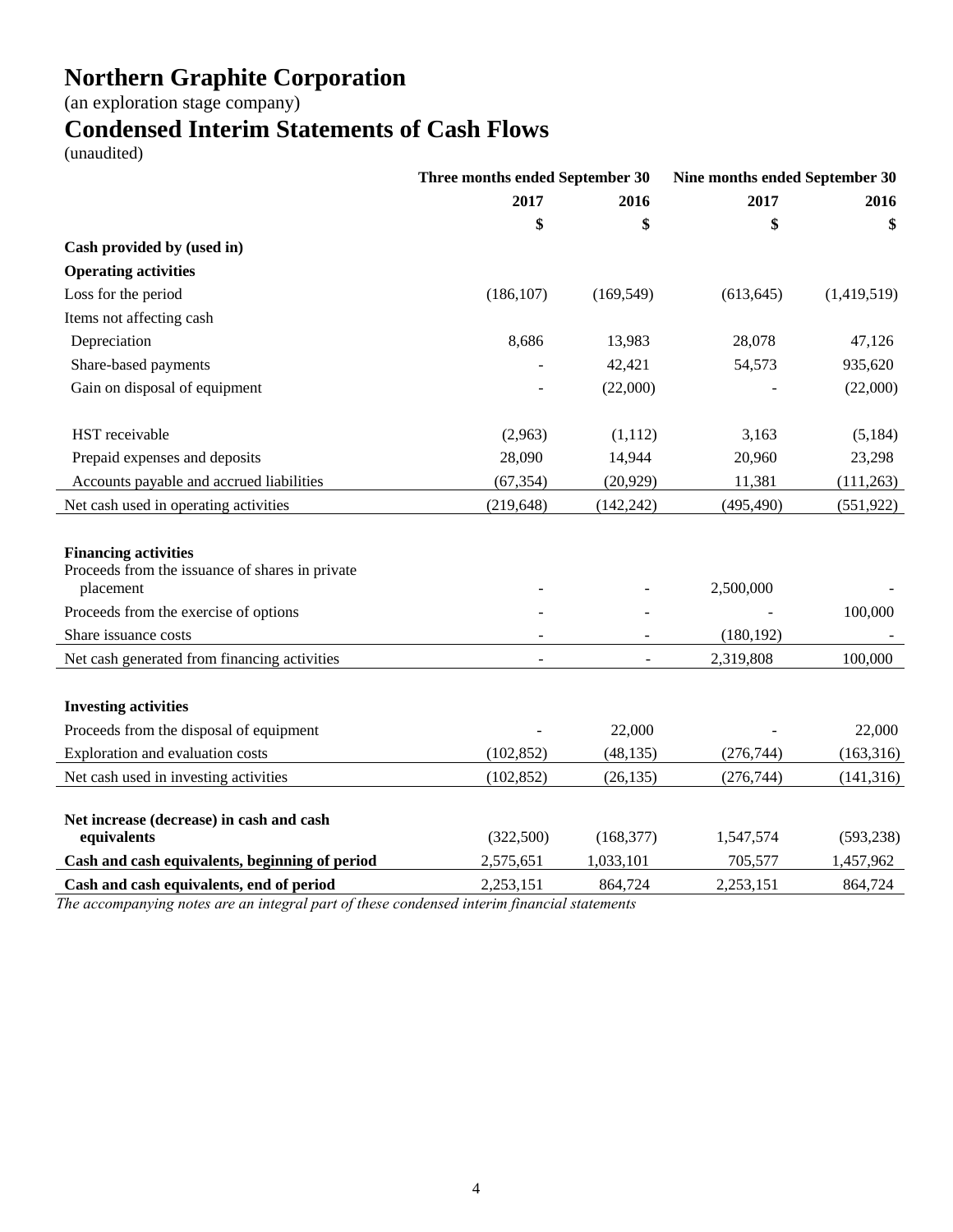# Northern Graphite Corporation

(an exploration stage company)

# Condensed Interim Statements of Cash Flows

(unaudited)

| | Three months ended September 30 | | Nine months ended September 30 | |
|---|---|---|---|---|
| | 2017 | 2016 | 2017 | 2016 |
| | $ | $ | $ | $ |
| **Cash provided by (used in)** | | | | |
| **Operating activities** | | | | |
| Loss for the period | (186,107) | (169,549) | (613,645) | (1,419,519) |
| Items not affecting cash | | | | |
| Depreciation | 8,686 | 13,983 | 28,078 | 47,126 |
| Share-based payments | - | 42,421 | 54,573 | 935,620 |
| Gain on disposal of equipment | - | (22,000) | - | (22,000) |
| HST receivable | (2,963) | (1,112) | 3,163 | (5,184) |
| Prepaid expenses and deposits | 28,090 | 14,944 | 20,960 | 23,298 |
| Accounts payable and accrued liabilities | (67,354) | (20,929) | 11,381 | (111,263) |
| Net cash used in operating activities | (219,648) | (142,242) | (495,490) | (551,922) |
| **Financing activities** | | | | |
| Proceeds from the issuance of shares in private placement | - | - | 2,500,000 | - |
| Proceeds from the exercise of options | - | - | - | 100,000 |
| Share issuance costs | - | - | (180,192) | - |
| Net cash generated from financing activities | - | - | 2,319,808 | 100,000 |
| **Investing activities** | | | | |
| Proceeds from the disposal of equipment | - | 22,000 | - | 22,000 |
| Exploration and evaluation costs | (102,852) | (48,135) | (276,744) | (163,316) |
| Net cash used in investing activities | (102,852) | (26,135) | (276,744) | (141,316) |
| **Net increase (decrease) in cash and cash equivalents** | (322,500) | (168,377) | 1,547,574 | (593,238) |
| **Cash and cash equivalents, beginning of period** | 2,575,651 | 1,033,101 | 705,577 | 1,457,962 |
| **Cash and cash equivalents, end of period** | 2,253,151 | 864,724 | 2,253,151 | 864,724 |

*The accompanying notes are an integral part of these condensed interim financial statements*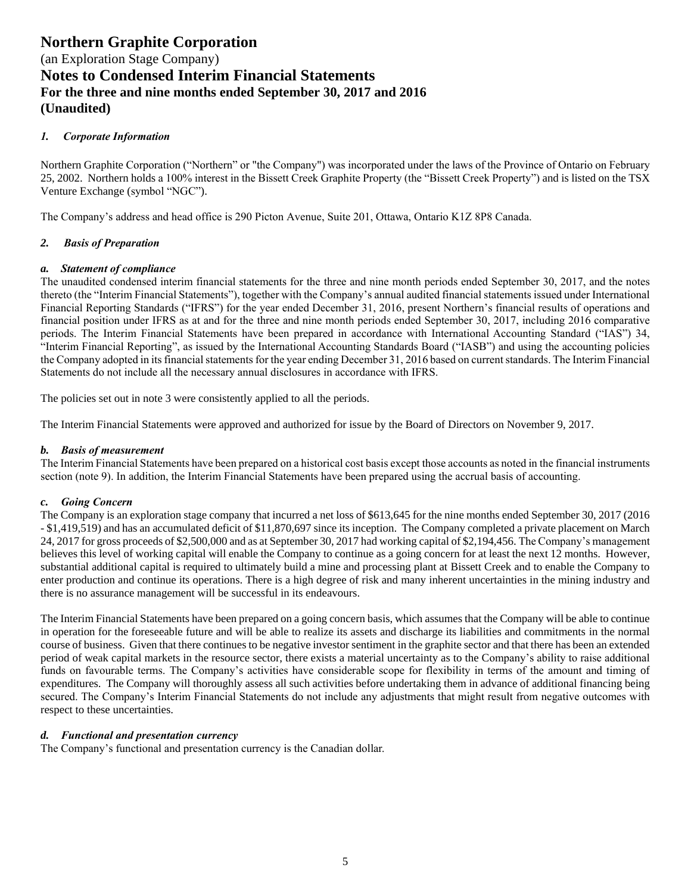# Northern Graphite Corporation

(an Exploration Stage Company)

## Notes to Condensed Interim Financial Statements

### For the three and nine months ended September 30, 2017 and 2016

### (Unaudited)

## *1. Corporate Information*

Northern Graphite Corporation ("Northern" or "the Company") was incorporated under the laws of the Province of Ontario on February 25, 2002. Northern holds a 100% interest in the Bissett Creek Graphite Property (the "Bissett Creek Property") and is listed on the TSX Venture Exchange (symbol "NGC").

The Company's address and head office is 290 Picton Avenue, Suite 201, Ottawa, Ontario K1Z 8P8 Canada.

## *2. Basis of Preparation*

### *a. Statement of compliance*

The unaudited condensed interim financial statements for the three and nine month periods ended September 30, 2017, and the notes thereto (the "Interim Financial Statements"), together with the Company's annual audited financial statements issued under International Financial Reporting Standards ("IFRS") for the year ended December 31, 2016, present Northern's financial results of operations and financial position under IFRS as at and for the three and nine month periods ended September 30, 2017, including 2016 comparative periods. The Interim Financial Statements have been prepared in accordance with International Accounting Standard ("IAS") 34, "Interim Financial Reporting", as issued by the International Accounting Standards Board ("IASB") and using the accounting policies the Company adopted in its financial statements for the year ending December 31, 2016 based on current standards. The Interim Financial Statements do not include all the necessary annual disclosures in accordance with IFRS.

The policies set out in note 3 were consistently applied to all the periods.

The Interim Financial Statements were approved and authorized for issue by the Board of Directors on November 9, 2017.

### *b. Basis of measurement*

The Interim Financial Statements have been prepared on a historical cost basis except those accounts as noted in the financial instruments section (note 9). In addition, the Interim Financial Statements have been prepared using the accrual basis of accounting.

### *c. Going Concern*

The Company is an exploration stage company that incurred a net loss of $613,645 for the nine months ended September 30, 2017 (2016 - $1,419,519) and has an accumulated deficit of $11,870,697 since its inception. The Company completed a private placement on March 24, 2017 for gross proceeds of $2,500,000 and as at September 30, 2017 had working capital of $2,194,456. The Company's management believes this level of working capital will enable the Company to continue as a going concern for at least the next 12 months. However, substantial additional capital is required to ultimately build a mine and processing plant at Bissett Creek and to enable the Company to enter production and continue its operations. There is a high degree of risk and many inherent uncertainties in the mining industry and there is no assurance management will be successful in its endeavours.

The Interim Financial Statements have been prepared on a going concern basis, which assumes that the Company will be able to continue in operation for the foreseeable future and will be able to realize its assets and discharge its liabilities and commitments in the normal course of business. Given that there continues to be negative investor sentiment in the graphite sector and that there has been an extended period of weak capital markets in the resource sector, there exists a material uncertainty as to the Company's ability to raise additional funds on favourable terms. The Company's activities have considerable scope for flexibility in terms of the amount and timing of expenditures. The Company will thoroughly assess all such activities before undertaking them in advance of additional financing being secured. The Company's Interim Financial Statements do not include any adjustments that might result from negative outcomes with respect to these uncertainties.

### *d. Functional and presentation currency*

The Company's functional and presentation currency is the Canadian dollar.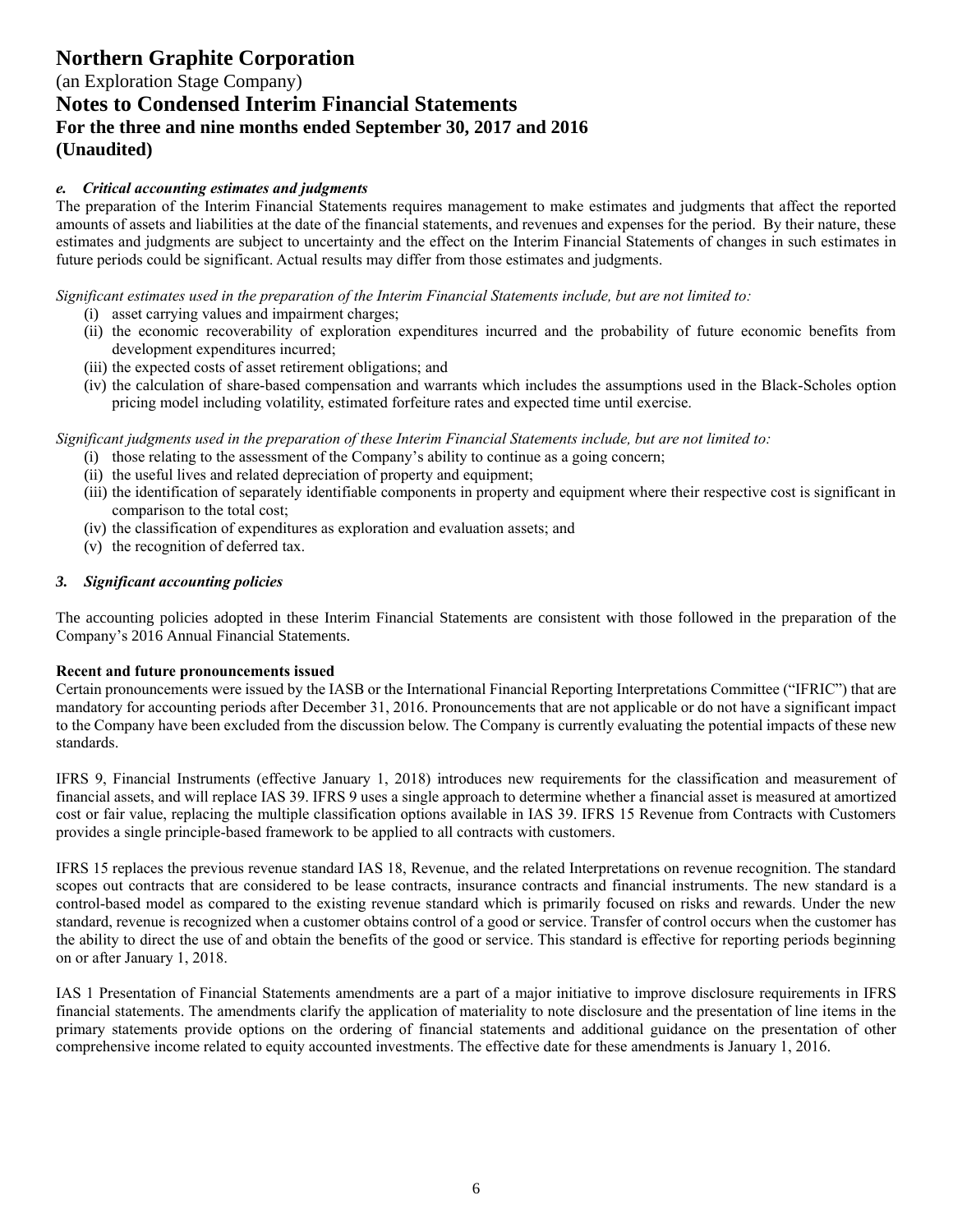***e. Critical accounting estimates and judgments***

The preparation of the Interim Financial Statements requires management to make estimates and judgments that affect the reported amounts of assets and liabilities at the date of the financial statements, and revenues and expenses for the period. By their nature, these estimates and judgments are subject to uncertainty and the effect on the Interim Financial Statements of changes in such estimates in future periods could be significant. Actual results may differ from those estimates and judgments.

*Significant estimates used in the preparation of the Interim Financial Statements include, but are not limited to:*

- (i) asset carrying values and impairment charges;
- (ii) the economic recoverability of exploration expenditures incurred and the probability of future economic benefits from development expenditures incurred;
- (iii) the expected costs of asset retirement obligations; and
- (iv) the calculation of share-based compensation and warrants which includes the assumptions used in the Black-Scholes option pricing model including volatility, estimated forfeiture rates and expected time until exercise.

*Significant judgments used in the preparation of these Interim Financial Statements include, but are not limited to:*

- (i) those relating to the assessment of the Company's ability to continue as a going concern;
- (ii) the useful lives and related depreciation of property and equipment;
- (iii) the identification of separately identifiable components in property and equipment where their respective cost is significant in comparison to the total cost;
- (iv) the classification of expenditures as exploration and evaluation assets; and
- (v) the recognition of deferred tax.

## *3. Significant accounting policies*

The accounting policies adopted in these Interim Financial Statements are consistent with those followed in the preparation of the Company's 2016 Annual Financial Statements.

**Recent and future pronouncements issued**

Certain pronouncements were issued by the IASB or the International Financial Reporting Interpretations Committee ("IFRIC") that are mandatory for accounting periods after December 31, 2016. Pronouncements that are not applicable or do not have a significant impact to the Company have been excluded from the discussion below. The Company is currently evaluating the potential impacts of these new standards.

IFRS 9, Financial Instruments (effective January 1, 2018) introduces new requirements for the classification and measurement of financial assets, and will replace IAS 39. IFRS 9 uses a single approach to determine whether a financial asset is measured at amortized cost or fair value, replacing the multiple classification options available in IAS 39. IFRS 15 Revenue from Contracts with Customers provides a single principle-based framework to be applied to all contracts with customers.

IFRS 15 replaces the previous revenue standard IAS 18, Revenue, and the related Interpretations on revenue recognition. The standard scopes out contracts that are considered to be lease contracts, insurance contracts and financial instruments. The new standard is a control-based model as compared to the existing revenue standard which is primarily focused on risks and rewards. Under the new standard, revenue is recognized when a customer obtains control of a good or service. Transfer of control occurs when the customer has the ability to direct the use of and obtain the benefits of the good or service. This standard is effective for reporting periods beginning on or after January 1, 2018.

IAS 1 Presentation of Financial Statements amendments are a part of a major initiative to improve disclosure requirements in IFRS financial statements. The amendments clarify the application of materiality to note disclosure and the presentation of line items in the primary statements provide options on the ordering of financial statements and additional guidance on the presentation of other comprehensive income related to equity accounted investments. The effective date for these amendments is January 1, 2016.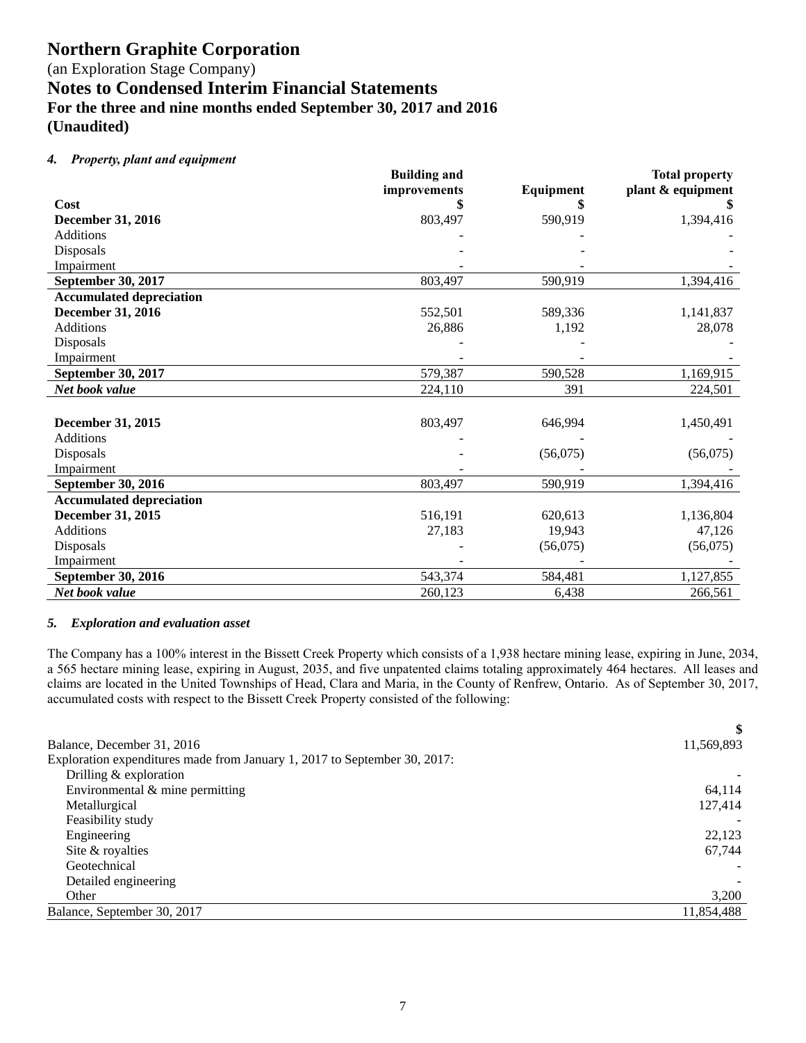# Northern Graphite Corporation

(an Exploration Stage Company)

## Notes to Condensed Interim Financial Statements

### For the three and nine months ended September 30, 2017 and 2016

### (Unaudited)

#### *4. Property, plant and equipment*

| Cost | Building and improvements $ | Equipment $ | Total property plant & equipment $ |
|---|---|---|---|
| **December 31, 2016** | 803,497 | 590,919 | 1,394,416 |
| Additions | - | - | - |
| Disposals | - | - | - |
| Impairment | - | - | - |
| **September 30, 2017** | 803,497 | 590,919 | 1,394,416 |
| **Accumulated depreciation** | | | |
| **December 31, 2016** | 552,501 | 589,336 | 1,141,837 |
| Additions | 26,886 | 1,192 | 28,078 |
| Disposals | - | - | - |
| Impairment | - | - | - |
| **September 30, 2017** | 579,387 | 590,528 | 1,169,915 |
| ***Net book value*** | 224,110 | 391 | 224,501 |
| | | | |
| **December 31, 2015** | 803,497 | 646,994 | 1,450,491 |
| Additions | - | - | - |
| Disposals | - | (56,075) | (56,075) |
| Impairment | - | - | - |
| **September 30, 2016** | 803,497 | 590,919 | 1,394,416 |
| **Accumulated depreciation** | | | |
| **December 31, 2015** | 516,191 | 620,613 | 1,136,804 |
| Additions | 27,183 | 19,943 | 47,126 |
| Disposals | - | (56,075) | (56,075) |
| Impairment | - | - | - |
| **September 30, 2016** | 543,374 | 584,481 | 1,127,855 |
| ***Net book value*** | 260,123 | 6,438 | 266,561 |

#### *5. Exploration and evaluation asset*

The Company has a 100% interest in the Bissett Creek Property which consists of a 1,938 hectare mining lease, expiring in June, 2034, a 565 hectare mining lease, expiring in August, 2035, and five unpatented claims totaling approximately 464 hectares. All leases and claims are located in the United Townships of Head, Clara and Maria, in the County of Renfrew, Ontario. As of September 30, 2017, accumulated costs with respect to the Bissett Creek Property consisted of the following:

| | $ |
|---|---|
| Balance, December 31, 2016 | 11,569,893 |
| Exploration expenditures made from January 1, 2017 to September 30, 2017: | |
| Drilling & exploration | - |
| Environmental & mine permitting | 64,114 |
| Metallurgical | 127,414 |
| Feasibility study | - |
| Engineering | 22,123 |
| Site & royalties | 67,744 |
| Geotechnical | - |
| Detailed engineering | - |
| Other | 3,200 |
| Balance, September 30, 2017 | 11,854,488 |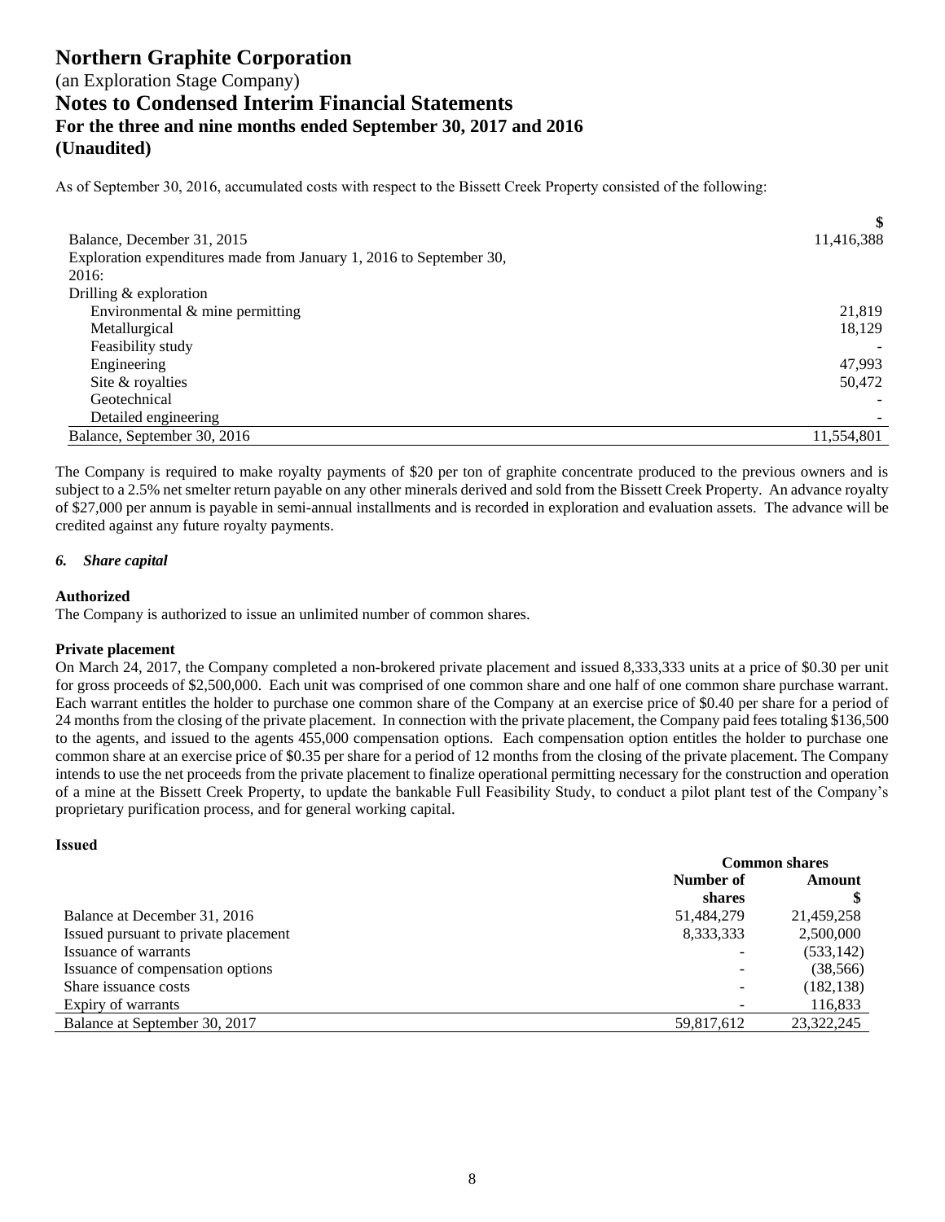As of September 30, 2016, accumulated costs with respect to the Bissett Creek Property consisted of the following:

| | $ |
|---|---|
| Balance, December 31, 2015 | 11,416,388 |
| Exploration expenditures made from January 1, 2016 to September 30, 2016: | |
| Drilling & exploration | |
| Environmental & mine permitting | 21,819 |
| Metallurgical | 18,129 |
| Feasibility study | - |
| Engineering | 47,993 |
| Site & royalties | 50,472 |
| Geotechnical | - |
| Detailed engineering | - |
| Balance, September 30, 2016 | 11,554,801 |

The Company is required to make royalty payments of $20 per ton of graphite concentrate produced to the previous owners and is subject to a 2.5% net smelter return payable on any other minerals derived and sold from the Bissett Creek Property. An advance royalty of $27,000 per annum is payable in semi-annual installments and is recorded in exploration and evaluation assets. The advance will be credited against any future royalty payments.

## *6. Share capital*

**Authorized**

The Company is authorized to issue an unlimited number of common shares.

**Private placement**

On March 24, 2017, the Company completed a non-brokered private placement and issued 8,333,333 units at a price of $0.30 per unit for gross proceeds of $2,500,000. Each unit was comprised of one common share and one half of one common share purchase warrant. Each warrant entitles the holder to purchase one common share of the Company at an exercise price of $0.40 per share for a period of 24 months from the closing of the private placement. In connection with the private placement, the Company paid fees totaling $136,500 to the agents, and issued to the agents 455,000 compensation options. Each compensation option entitles the holder to purchase one common share at an exercise price of $0.35 per share for a period of 12 months from the closing of the private placement. The Company intends to use the net proceeds from the private placement to finalize operational permitting necessary for the construction and operation of a mine at the Bissett Creek Property, to update the bankable Full Feasibility Study, to conduct a pilot plant test of the Company's proprietary purification process, and for general working capital.

**Issued**

| | Common shares | |
|---|---|---|
| | Number of shares | Amount $ |
| Balance at December 31, 2016 | 51,484,279 | 21,459,258 |
| Issued pursuant to private placement | 8,333,333 | 2,500,000 |
| Issuance of warrants | - | (533,142) |
| Issuance of compensation options | - | (38,566) |
| Share issuance costs | - | (182,138) |
| Expiry of warrants | - | 116,833 |
| Balance at September 30, 2017 | 59,817,612 | 23,322,245 |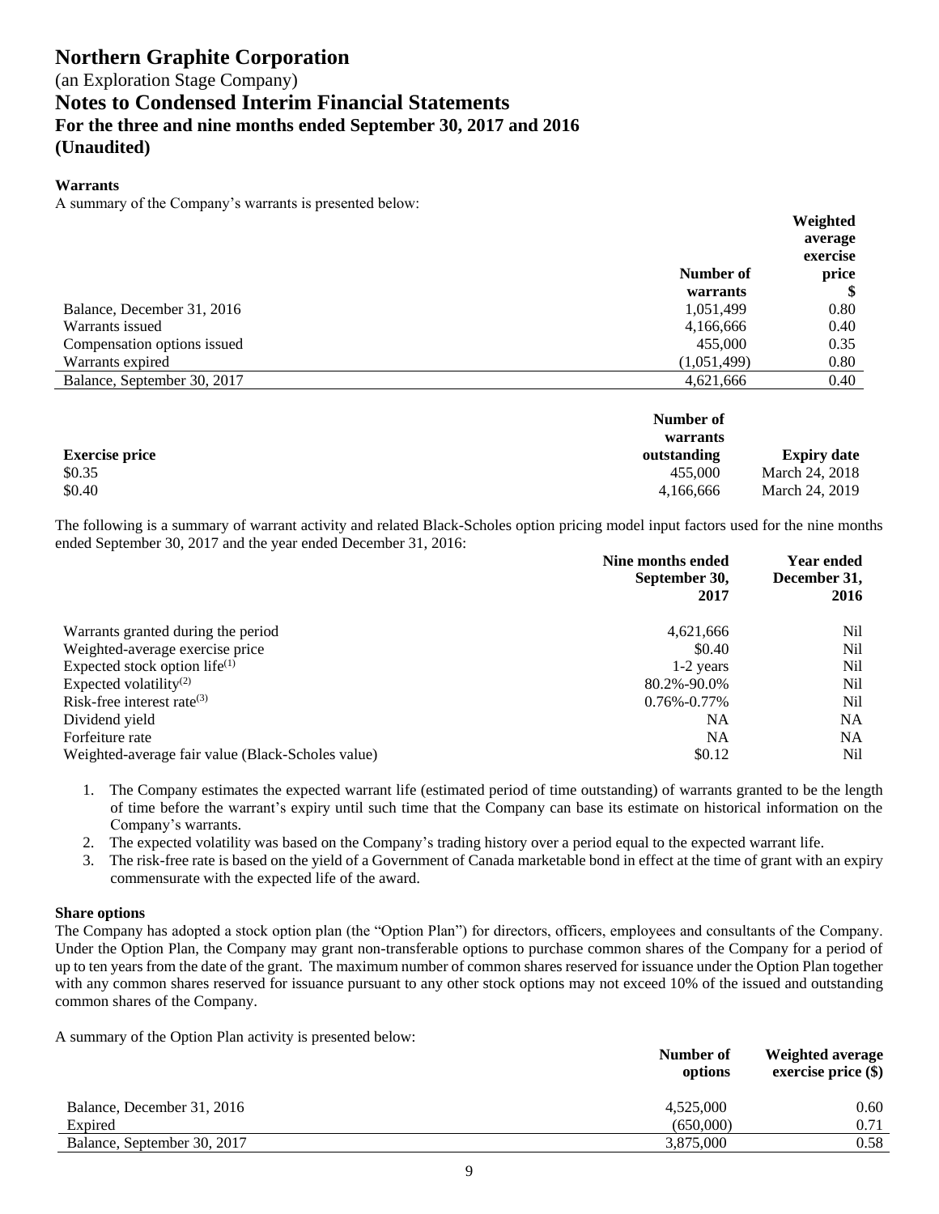# Northern Graphite Corporation

(an Exploration Stage Company)

## Notes to Condensed Interim Financial Statements

### For the three and nine months ended September 30, 2017 and 2016

### (Unaudited)

**Warrants**

A summary of the Company's warrants is presented below:

| | Number of warrants | Weighted average exercise price $ |
|---|---|---|
| Balance, December 31, 2016 | 1,051,499 | 0.80 |
| Warrants issued | 4,166,666 | 0.40 |
| Compensation options issued | 455,000 | 0.35 |
| Warrants expired | (1,051,499) | 0.80 |
| Balance, September 30, 2017 | 4,621,666 | 0.40 |

| Exercise price | Number of warrants outstanding | Expiry date |
|---|---|---|
| $0.35 | 455,000 | March 24, 2018 |
| $0.40 | 4,166,666 | March 24, 2019 |

The following is a summary of warrant activity and related Black-Scholes option pricing model input factors used for the nine months ended September 30, 2017 and the year ended December 31, 2016:

| | Nine months ended September 30, 2017 | Year ended December 31, 2016 |
|---|---|---|
| Warrants granted during the period | 4,621,666 | Nil |
| Weighted-average exercise price | $0.40 | Nil |
| Expected stock option life[(1)] | 1-2 years | Nil |
| Expected volatility[(2)] | 80.2%-90.0% | Nil |
| Risk-free interest rate[(3)] | 0.76%-0.77% | Nil |
| Dividend yield | NA | NA |
| Forfeiture rate | NA | NA |
| Weighted-average fair value (Black-Scholes value) | $0.12 | Nil |

1. The Company estimates the expected warrant life (estimated period of time outstanding) of warrants granted to be the length of time before the warrant's expiry until such time that the Company can base its estimate on historical information on the Company's warrants.
2. The expected volatility was based on the Company's trading history over a period equal to the expected warrant life.
3. The risk-free rate is based on the yield of a Government of Canada marketable bond in effect at the time of grant with an expiry commensurate with the expected life of the award.

**Share options**

The Company has adopted a stock option plan (the "Option Plan") for directors, officers, employees and consultants of the Company. Under the Option Plan, the Company may grant non-transferable options to purchase common shares of the Company for a period of up to ten years from the date of the grant. The maximum number of common shares reserved for issuance under the Option Plan together with any common shares reserved for issuance pursuant to any other stock options may not exceed 10% of the issued and outstanding common shares of the Company.

A summary of the Option Plan activity is presented below:

| | Number of options | Weighted average exercise price ($) |
|---|---|---|
| Balance, December 31, 2016 | 4,525,000 | 0.60 |
| Expired | (650,000) | 0.71 |
| Balance, September 30, 2017 | 3,875,000 | 0.58 |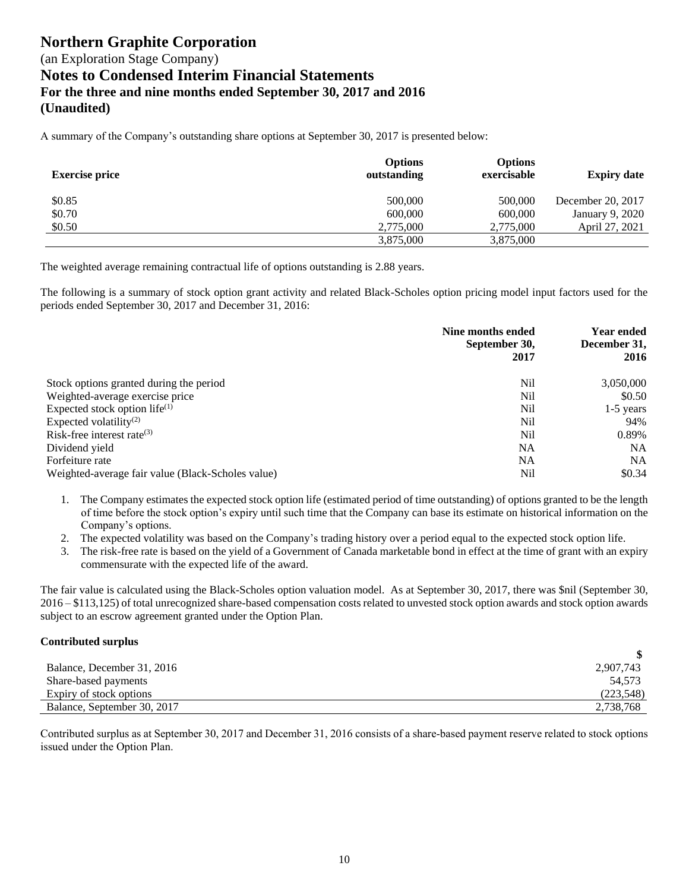A summary of the Company's outstanding share options at September 30, 2017 is presented below:

| Exercise price | Options outstanding | Options exercisable | Expiry date |
|---|---|---|---|
| \$0.85 | 500,000 | 500,000 | December 20, 2017 |
| \$0.70 | 600,000 | 600,000 | January 9, 2020 |
| \$0.50 | 2,775,000 | 2,775,000 | April 27, 2021 |
| | 3,875,000 | 3,875,000 | |

The weighted average remaining contractual life of options outstanding is 2.88 years.

The following is a summary of stock option grant activity and related Black-Scholes option pricing model input factors used for the periods ended September 30, 2017 and December 31, 2016:

| | Nine months ended September 30, 2017 | Year ended December 31, 2016 |
|---|---|---|
| Stock options granted during the period | Nil | 3,050,000 |
| Weighted-average exercise price | Nil | \$0.50 |
| Expected stock option life[(1)] | Nil | 1-5 years |
| Expected volatility[(2)] | Nil | 94% |
| Risk-free interest rate[(3)] | Nil | 0.89% |
| Dividend yield | NA | NA |
| Forfeiture rate | NA | NA |
| Weighted-average fair value (Black-Scholes value) | Nil | \$0.34 |

1. The Company estimates the expected stock option life (estimated period of time outstanding) of options granted to be the length of time before the stock option's expiry until such time that the Company can base its estimate on historical information on the Company's options.
2. The expected volatility was based on the Company's trading history over a period equal to the expected stock option life.
3. The risk-free rate is based on the yield of a Government of Canada marketable bond in effect at the time of grant with an expiry commensurate with the expected life of the award.

The fair value is calculated using the Black-Scholes option valuation model. As at September 30, 2017, there was \$nil (September 30, 2016 – \$113,125) of total unrecognized share-based compensation costs related to unvested stock option awards and stock option awards subject to an escrow agreement granted under the Option Plan.

**Contributed surplus**

| | \$ |
|---|---|
| Balance, December 31, 2016 | 2,907,743 |
| Share-based payments | 54,573 |
| Expiry of stock options | (223,548) |
| Balance, September 30, 2017 | 2,738,768 |

Contributed surplus as at September 30, 2017 and December 31, 2016 consists of a share-based payment reserve related to stock options issued under the Option Plan.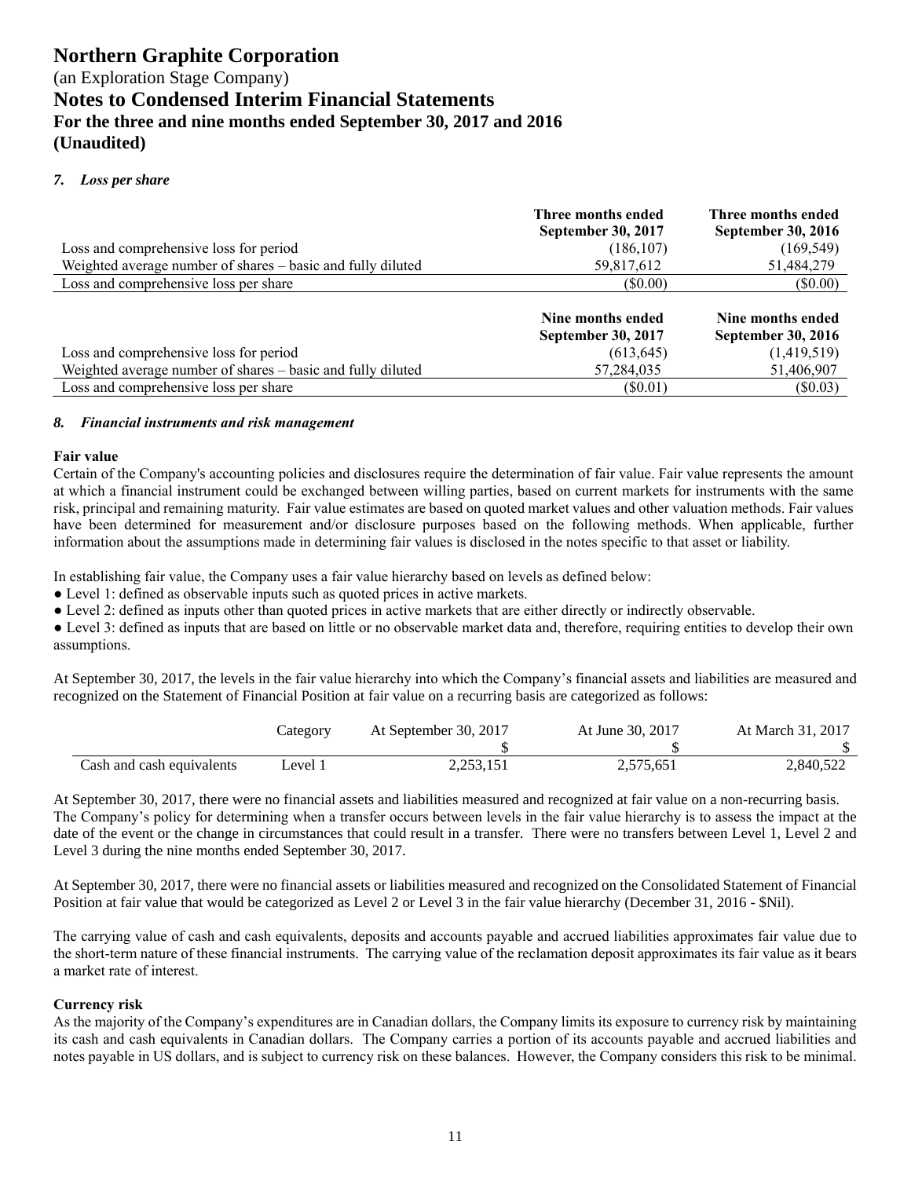# Northern Graphite Corporation

(an Exploration Stage Company)

## Notes to Condensed Interim Financial Statements

### For the three and nine months ended September 30, 2017 and 2016

### (Unaudited)

### *7. Loss per share*

| | **Three months ended September 30, 2017** | **Three months ended September 30, 2016** |
|---|---|---|
| Loss and comprehensive loss for period | (186,107) | (169,549) |
| Weighted average number of shares – basic and fully diluted | 59,817,612 | 51,484,279 |
| Loss and comprehensive loss per share | ($0.00) | ($0.00) |

| | **Nine months ended September 30, 2017** | **Nine months ended September 30, 2016** |
|---|---|---|
| Loss and comprehensive loss for period | (613,645) | (1,419,519) |
| Weighted average number of shares – basic and fully diluted | 57,284,035 | 51,406,907 |
| Loss and comprehensive loss per share | ($0.01) | ($0.03) |

### *8. Financial instruments and risk management*

**Fair value**

Certain of the Company's accounting policies and disclosures require the determination of fair value. Fair value represents the amount at which a financial instrument could be exchanged between willing parties, based on current markets for instruments with the same risk, principal and remaining maturity. Fair value estimates are based on quoted market values and other valuation methods. Fair values have been determined for measurement and/or disclosure purposes based on the following methods. When applicable, further information about the assumptions made in determining fair values is disclosed in the notes specific to that asset or liability.

In establishing fair value, the Company uses a fair value hierarchy based on levels as defined below:

- Level 1: defined as observable inputs such as quoted prices in active markets.
- Level 2: defined as inputs other than quoted prices in active markets that are either directly or indirectly observable.
- Level 3: defined as inputs that are based on little or no observable market data and, therefore, requiring entities to develop their own assumptions.

At September 30, 2017, the levels in the fair value hierarchy into which the Company's financial assets and liabilities are measured and recognized on the Statement of Financial Position at fair value on a recurring basis are categorized as follows:

| | Category | At September 30, 2017 | At June 30, 2017 | At March 31, 2017 |
|---|---|---|---|---|
| | | $ | $ | $ |
| Cash and cash equivalents | Level 1 | 2,253,151 | 2,575,651 | 2,840,522 |

At September 30, 2017, there were no financial assets and liabilities measured and recognized at fair value on a non-recurring basis. The Company's policy for determining when a transfer occurs between levels in the fair value hierarchy is to assess the impact at the date of the event or the change in circumstances that could result in a transfer. There were no transfers between Level 1, Level 2 and Level 3 during the nine months ended September 30, 2017.

At September 30, 2017, there were no financial assets or liabilities measured and recognized on the Consolidated Statement of Financial Position at fair value that would be categorized as Level 2 or Level 3 in the fair value hierarchy (December 31, 2016 - $Nil).

The carrying value of cash and cash equivalents, deposits and accounts payable and accrued liabilities approximates fair value due to the short-term nature of these financial instruments. The carrying value of the reclamation deposit approximates its fair value as it bears a market rate of interest.

**Currency risk**

As the majority of the Company's expenditures are in Canadian dollars, the Company limits its exposure to currency risk by maintaining its cash and cash equivalents in Canadian dollars. The Company carries a portion of its accounts payable and accrued liabilities and notes payable in US dollars, and is subject to currency risk on these balances. However, the Company considers this risk to be minimal.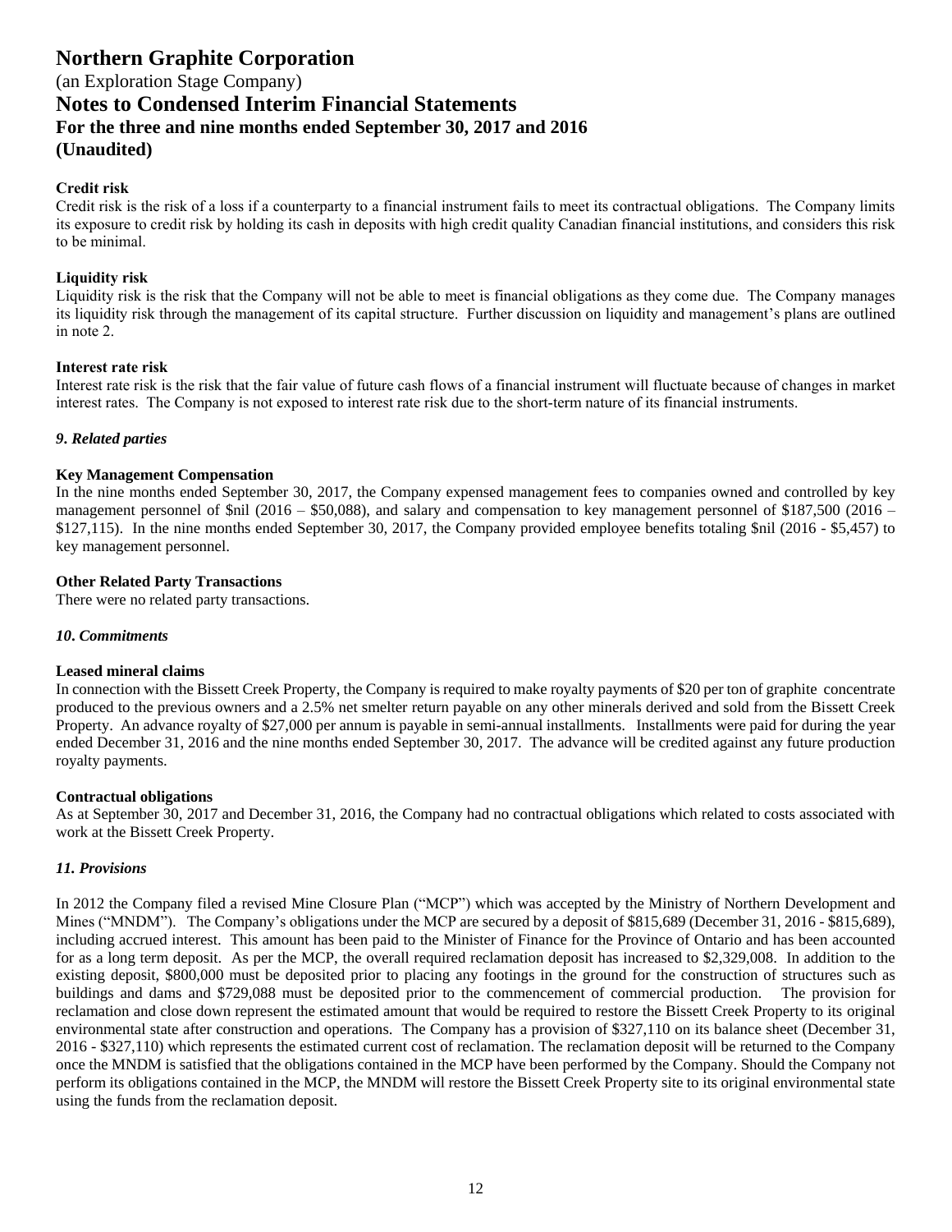**Credit risk**

Credit risk is the risk of a loss if a counterparty to a financial instrument fails to meet its contractual obligations. The Company limits its exposure to credit risk by holding its cash in deposits with high credit quality Canadian financial institutions, and considers this risk to be minimal.

**Liquidity risk**

Liquidity risk is the risk that the Company will not be able to meet is financial obligations as they come due. The Company manages its liquidity risk through the management of its capital structure. Further discussion on liquidity and management's plans are outlined in note 2.

**Interest rate risk**

Interest rate risk is the risk that the fair value of future cash flows of a financial instrument will fluctuate because of changes in market interest rates. The Company is not exposed to interest rate risk due to the short-term nature of its financial instruments.

## *9. Related parties*

**Key Management Compensation**

In the nine months ended September 30, 2017, the Company expensed management fees to companies owned and controlled by key management personnel of $nil (2016 – $50,088), and salary and compensation to key management personnel of $187,500 (2016 – $127,115). In the nine months ended September 30, 2017, the Company provided employee benefits totaling $nil (2016 - $5,457) to key management personnel.

**Other Related Party Transactions**

There were no related party transactions.

## *10. Commitments*

**Leased mineral claims**

In connection with the Bissett Creek Property, the Company is required to make royalty payments of $20 per ton of graphite concentrate produced to the previous owners and a 2.5% net smelter return payable on any other minerals derived and sold from the Bissett Creek Property. An advance royalty of $27,000 per annum is payable in semi-annual installments. Installments were paid for during the year ended December 31, 2016 and the nine months ended September 30, 2017. The advance will be credited against any future production royalty payments.

**Contractual obligations**

As at September 30, 2017 and December 31, 2016, the Company had no contractual obligations which related to costs associated with work at the Bissett Creek Property.

## *11. Provisions*

In 2012 the Company filed a revised Mine Closure Plan ("MCP") which was accepted by the Ministry of Northern Development and Mines ("MNDM"). The Company's obligations under the MCP are secured by a deposit of $815,689 (December 31, 2016 - $815,689), including accrued interest. This amount has been paid to the Minister of Finance for the Province of Ontario and has been accounted for as a long term deposit. As per the MCP, the overall required reclamation deposit has increased to $2,329,008. In addition to the existing deposit, $800,000 must be deposited prior to placing any footings in the ground for the construction of structures such as buildings and dams and $729,088 must be deposited prior to the commencement of commercial production. The provision for reclamation and close down represent the estimated amount that would be required to restore the Bissett Creek Property to its original environmental state after construction and operations. The Company has a provision of $327,110 on its balance sheet (December 31, 2016 - $327,110) which represents the estimated current cost of reclamation. The reclamation deposit will be returned to the Company once the MNDM is satisfied that the obligations contained in the MCP have been performed by the Company. Should the Company not perform its obligations contained in the MCP, the MNDM will restore the Bissett Creek Property site to its original environmental state using the funds from the reclamation deposit.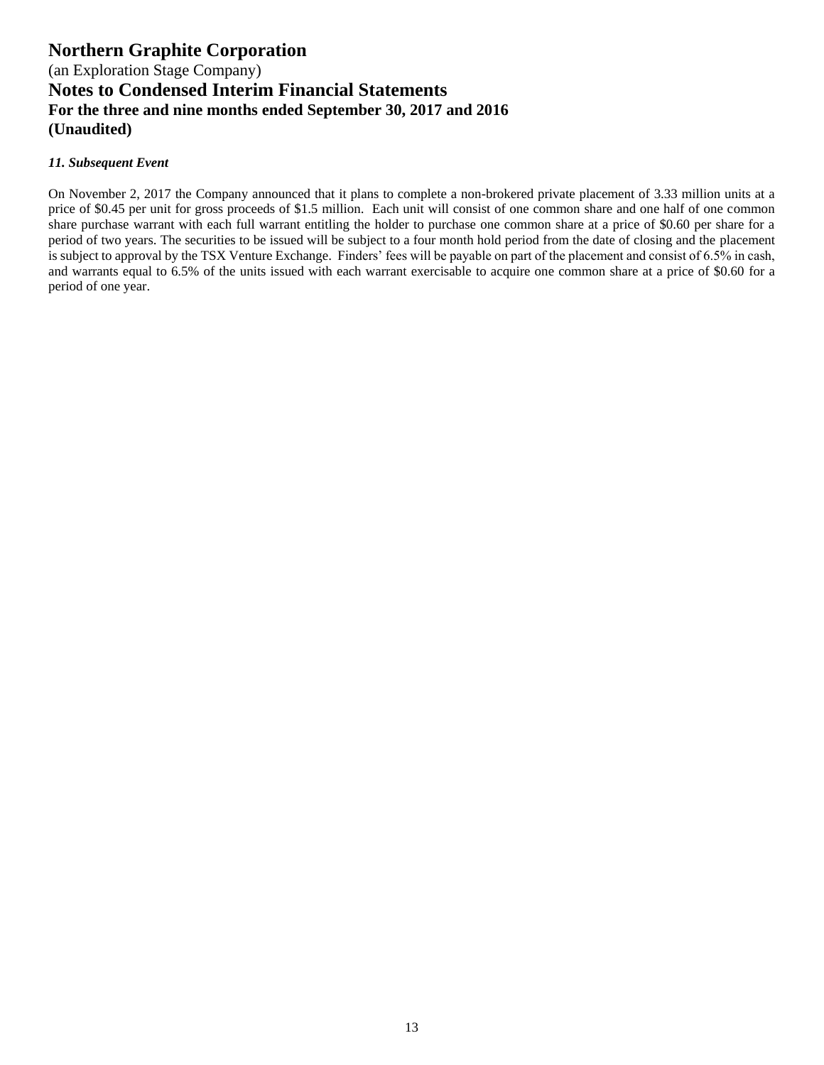### *11. Subsequent Event*

On November 2, 2017 the Company announced that it plans to complete a non-brokered private placement of 3.33 million units at a price of $0.45 per unit for gross proceeds of $1.5 million. Each unit will consist of one common share and one half of one common share purchase warrant with each full warrant entitling the holder to purchase one common share at a price of $0.60 per share for a period of two years. The securities to be issued will be subject to a four month hold period from the date of closing and the placement is subject to approval by the TSX Venture Exchange. Finders' fees will be payable on part of the placement and consist of 6.5% in cash, and warrants equal to 6.5% of the units issued with each warrant exercisable to acquire one common share at a price of $0.60 for a period of one year.